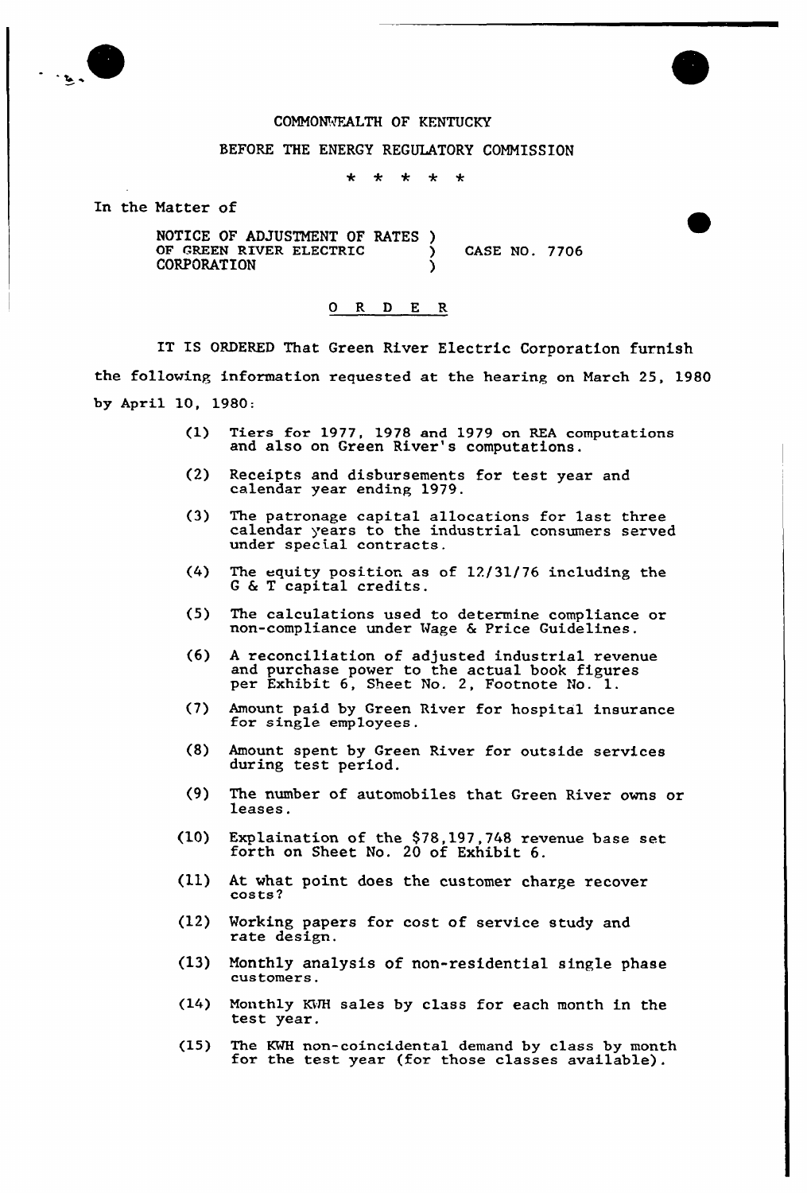COMMONWEALTH OF KENTUCKY

BEFORE THE ENERGY REGULATORY COMMISSION

\* \* \* \* \*

In the Matter of

| | | |
|---|---|---|
| NOTICE OF ADJUSTMENT OF RATES OF GREEN RIVER ELECTRIC CORPORATION | ) ) ) | CASE NO. 7706 |

## O R D E R

IT IS ORDERED That Green River Electric Corporation furnish the following information requested at the hearing on March 25, 1980 by April 10, 1980:

(1) Tiers for 1977, 1978 and 1979 on REA computations and also on Green River's computations.

(2) Receipts and disbursements for test year and calendar year ending 1979.

(3) The patronage capital allocations for last three calendar years to the industrial consumers served under special contracts.

(4) The equity position as of 12/31/76 including the G & T capital credits.

(5) The calculations used to determine compliance or non-compliance under Wage & Price Guidelines.

(6) A reconciliation of adjusted industrial revenue and purchase power to the actual book figures per Exhibit 6, Sheet No. 2, Footnote No. 1.

(7) Amount paid by Green River for hospital insurance for single employees.

(8) Amount spent by Green River for outside services during test period.

(9) The number of automobiles that Green River owns or leases.

(10) Explaination of the $78,197,748 revenue base set forth on Sheet No. 20 of Exhibit 6.

(11) At what point does the customer charge recover costs?

(12) Working papers for cost of service study and rate design.

(13) Monthly analysis of non-residential single phase customers.

(14) Monthly KWH sales by class for each month in the test year.

(15) The KWH non-coincidental demand by class by month for the test year (for those classes available).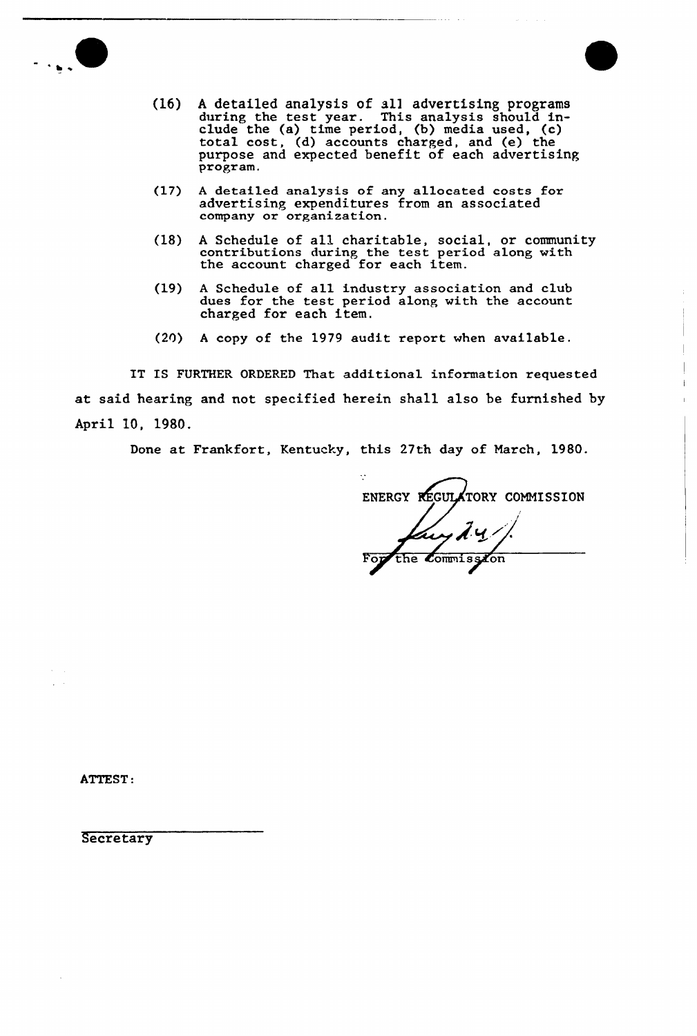(16) A detailed analysis of all advertising programs during the test year. This analysis should include the (a) time period, (b) media used, (c) total cost, (d) accounts charged, and (e) the purpose and expected benefit of each advertising program.

(17) A detailed analysis of any allocated costs for advertising expenditures from an associated company or organization.

(18) A Schedule of all charitable, social, or community contributions during the test period along with the account charged for each item.

(19) A Schedule of all industry association and club dues for the test period along with the account charged for each item.

(20) A copy of the 1979 audit report when available.

IT IS FURTHER ORDERED That additional information requested at said hearing and not specified herein shall also be furnished by April 10, 1980.

Done at Frankfort, Kentucky, this 27th day of March, 1980.

ENERGY REGULATORY COMMISSION

For the Commission

ATTEST:

Secretary